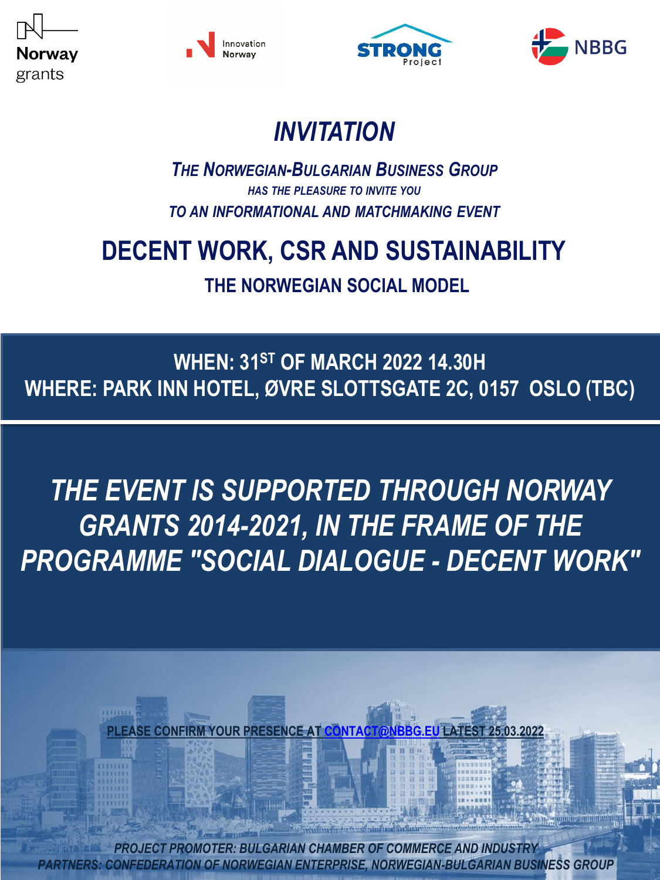Norway grants

Innovation Norway

STRONG Project

NBBG

# *INVITATION*

***THE NORWEGIAN-BULGARIAN BUSINESS GROUP***

***HAS THE PLEASURE TO INVITE YOU***

***TO AN INFORMATIONAL AND MATCHMAKING EVENT***

# DECENT WORK, CSR AND SUSTAINABILITY

## THE NORWEGIAN SOCIAL MODEL

**WHEN: 31ST OF MARCH 2022 14.30H**

**WHERE: PARK INN HOTEL, ØVRE SLOTTSGATE 2C, 0157 OSLO (TBC)**

## *THE EVENT IS SUPPORTED THROUGH NORWAY GRANTS 2014-2021, IN THE FRAME OF THE PROGRAMME "SOCIAL DIALOGUE - DECENT WORK"*

**PLEASE CONFIRM YOUR PRESENCE AT CONTACT@NBBG.EU LATEST 25.03.2022**

*PROJECT PROMOTER: BULGARIAN CHAMBER OF COMMERCE AND INDUSTRY*

*PARTNERS: CONFEDERATION OF NORWEGIAN ENTERPRISE, NORWEGIAN-BULGARIAN BUSINESS GROUP*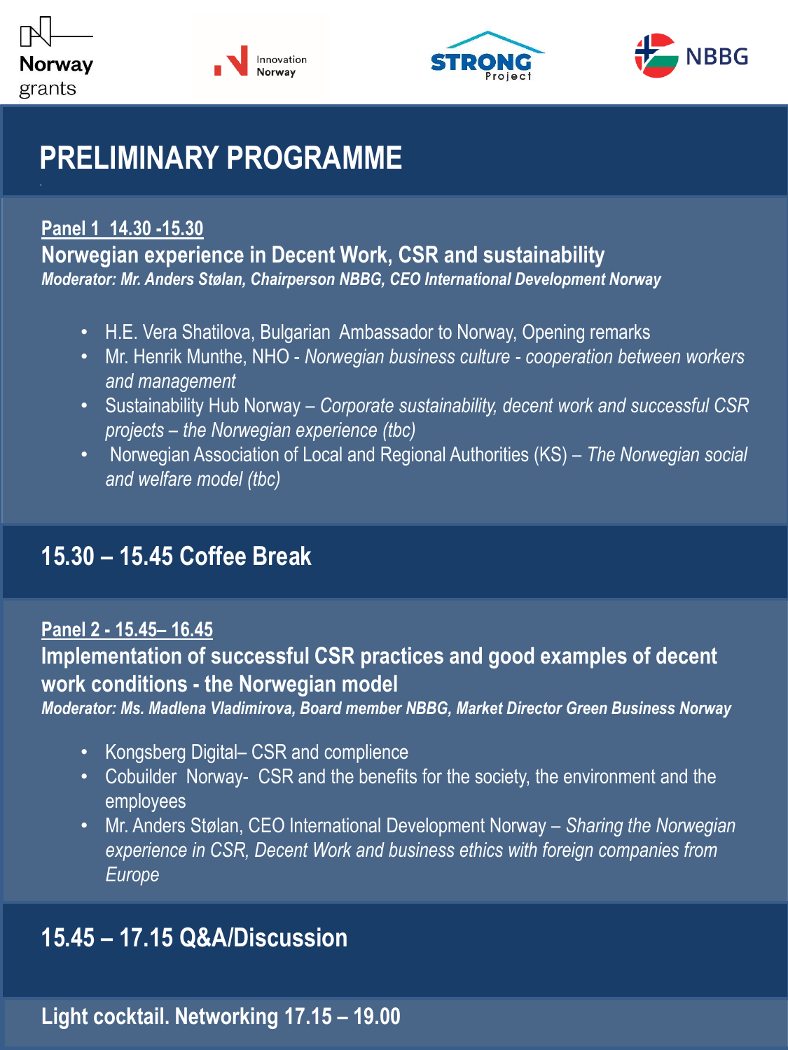# PRELIMINARY PROGRAMME

**Panel 1 14.30 -15.30**

## Norwegian experience in Decent Work, CSR and sustainability

***Moderator: Mr. Anders Stølan, Chairperson NBBG, CEO International Development Norway***

- H.E. Vera Shatilova, Bulgarian Ambassador to Norway, Opening remarks
- Mr. Henrik Munthe, NHO - *Norwegian business culture - cooperation between workers and management*
- Sustainability Hub Norway – *Corporate sustainability, decent work and successful CSR projects – the Norwegian experience (tbc)*
- Norwegian Association of Local and Regional Authorities (KS) – *The Norwegian social and welfare model (tbc)*

## 15.30 – 15.45 Coffee Break

**Panel 2 - 15.45– 16.45**

## Implementation of successful CSR practices and good examples of decent work conditions - the Norwegian model

***Moderator: Ms. Madlena Vladimirova, Board member NBBG, Market Director Green Business Norway***

- Kongsberg Digital– CSR and complience
- Cobuilder Norway- CSR and the benefits for the society, the environment and the employees
- Mr. Anders Stølan, CEO International Development Norway – *Sharing the Norwegian experience in CSR, Decent Work and business ethics with foreign companies from Europe*

## 15.45 – 17.15 Q&A/Discussion

**Light cocktail. Networking 17.15 – 19.00**